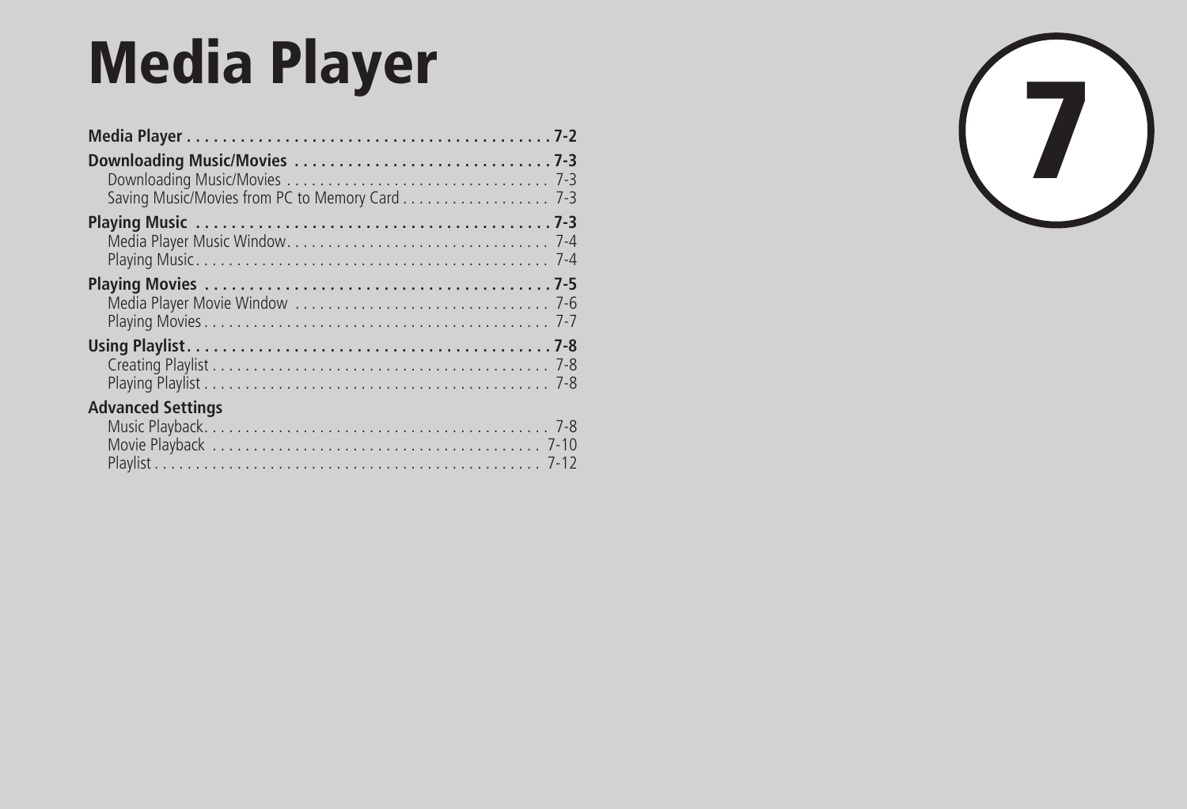# Media Player

7

**Media Player** . . . . . . . . . . . . . . . . . . . . . . . . . . . . . . . . . . . . . . . . . 7-2

**Downloading Music/Movies** . . . . . . . . . . . . . . . . . . . . . . . . . . . . . 7-3
- Downloading Music/Movies . . . . . . . . . . . . . . . . . . . . . . . . . . . . . . . . 7-3
- Saving Music/Movies from PC to Memory Card . . . . . . . . . . . . . . . . . . 7-3

**Playing Music** . . . . . . . . . . . . . . . . . . . . . . . . . . . . . . . . . . . . . . . . 7-3
- Media Player Music Window. . . . . . . . . . . . . . . . . . . . . . . . . . . . . . . . 7-4
- Playing Music. . . . . . . . . . . . . . . . . . . . . . . . . . . . . . . . . . . . . . . . . . . 7-4

**Playing Movies** . . . . . . . . . . . . . . . . . . . . . . . . . . . . . . . . . . . . . . . 7-5
- Media Player Movie Window . . . . . . . . . . . . . . . . . . . . . . . . . . . . . . . 7-6
- Playing Movies . . . . . . . . . . . . . . . . . . . . . . . . . . . . . . . . . . . . . . . . . . 7-7

**Using Playlist**. . . . . . . . . . . . . . . . . . . . . . . . . . . . . . . . . . . . . . . . . 7-8
- Creating Playlist . . . . . . . . . . . . . . . . . . . . . . . . . . . . . . . . . . . . . . . . . 7-8
- Playing Playlist . . . . . . . . . . . . . . . . . . . . . . . . . . . . . . . . . . . . . . . . . . 7-8

**Advanced Settings**
- Music Playback. . . . . . . . . . . . . . . . . . . . . . . . . . . . . . . . . . . . . . . . . . 7-8
- Movie Playback . . . . . . . . . . . . . . . . . . . . . . . . . . . . . . . . . . . . . . . . . 7-10
- Playlist . . . . . . . . . . . . . . . . . . . . . . . . . . . . . . . . . . . . . . . . . . . . . . . 7-12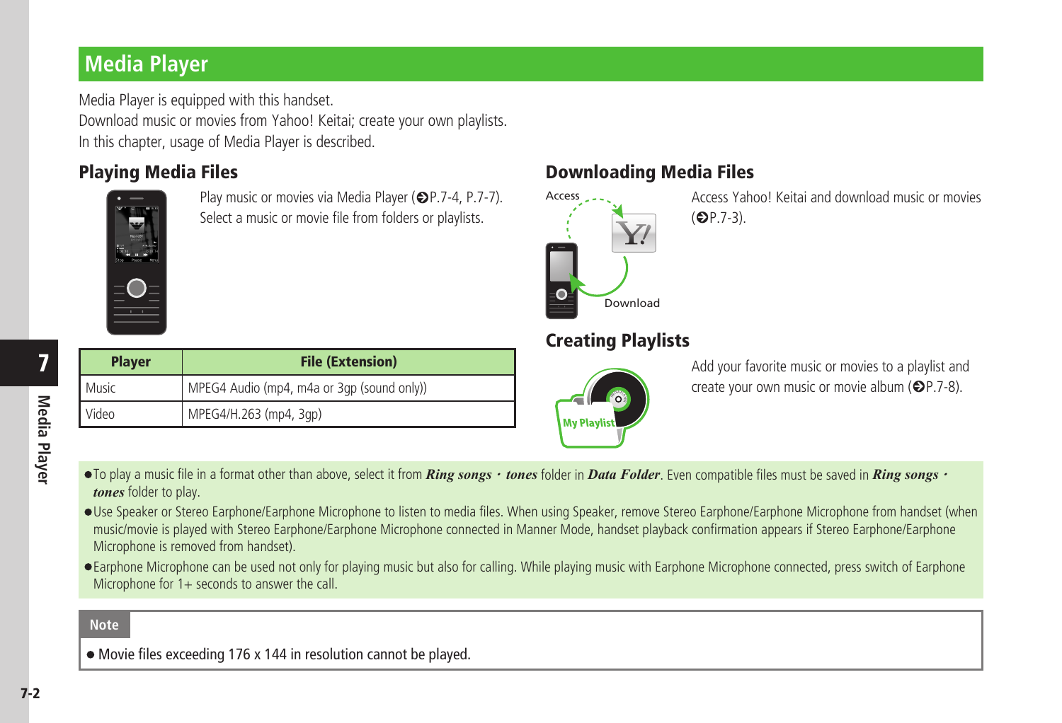# Media Player

Media Player is equipped with this handset.
Download music or movies from Yahoo! Keitai; create your own playlists.
In this chapter, usage of Media Player is described.

## Playing Media Files

Play music or movies via Media Player (➲P.7-4, P.7-7).
Select a music or movie file from folders or playlists.

| Player | File (Extension) |
|---|---|
| Music | MPEG4 Audio (mp4, m4a or 3gp (sound only)) |
| Video | MPEG4/H.263 (mp4, 3gp) |

## Downloading Media Files

Access Yahoo! Keitai and download music or movies (➲P.7-3).

## Creating Playlists

Add your favorite music or movies to a playlist and create your own music or movie album (➲P.7-8).

- To play a music file in a format other than above, select it from ***Ring songs・tones*** folder in ***Data Folder***. Even compatible files must be saved in ***Ring songs・tones*** folder to play.
- Use Speaker or Stereo Earphone/Earphone Microphone to listen to media files. When using Speaker, remove Stereo Earphone/Earphone Microphone from handset (when music/movie is played with Stereo Earphone/Earphone Microphone connected in Manner Mode, handset playback confirmation appears if Stereo Earphone/Earphone Microphone is removed from handset).
- Earphone Microphone can be used not only for playing music but also for calling. While playing music with Earphone Microphone connected, press switch of Earphone Microphone for 1+ seconds to answer the call.

**Note**

- Movie files exceeding 176 x 144 in resolution cannot be played.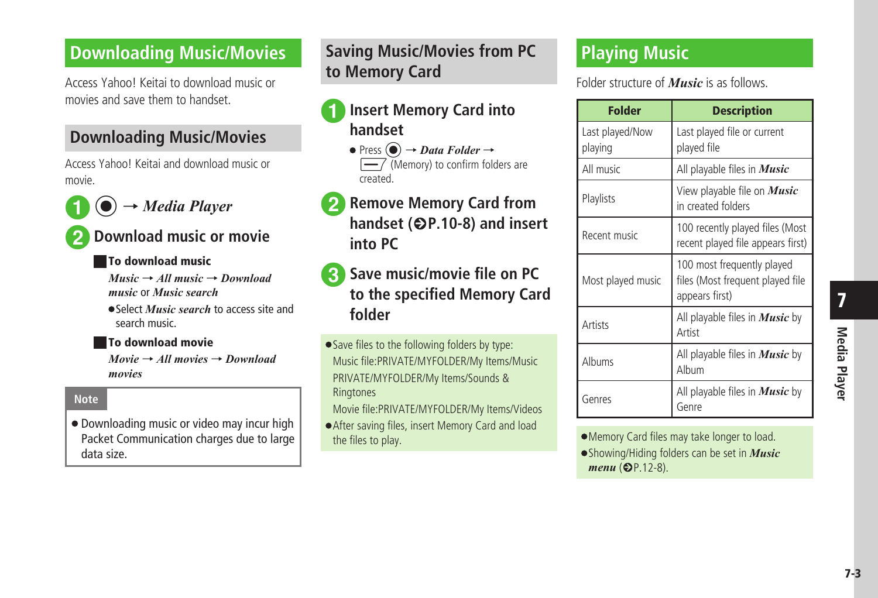## Downloading Music/Movies

Access Yahoo! Keitai to download music or movies and save them to handset.

### Downloading Music/Movies

Access Yahoo! Keitai and download music or movie.

1. ● → *Media Player*
2. **Download music or movie**

**To download music**

*Music* → *All music* → *Download music* or *Music search*

- Select *Music search* to access site and search music.

**To download movie**

*Movie* → *All movies* → *Download movies*

**Note**

- Downloading music or video may incur high Packet Communication charges due to large data size.

### Saving Music/Movies from PC to Memory Card

1. **Insert Memory Card into handset**
   - Press ● → *Data Folder* → (Memory) to confirm folders are created.
2. **Remove Memory Card from handset (➲P.10-8) and insert into PC**
3. **Save music/movie file on PC to the specified Memory Card folder**

- Save files to the following folders by type:
  Music file:PRIVATE/MYFOLDER/My Items/Music
  PRIVATE/MYFOLDER/My Items/Sounds & Ringtones
  Movie file:PRIVATE/MYFOLDER/My Items/Videos
- After saving files, insert Memory Card and load the files to play.

## Playing Music

Folder structure of *Music* is as follows.

| Folder | Description |
|---|---|
| Last played/Now playing | Last played file or current played file |
| All music | All playable files in *Music* |
| Playlists | View playable file on *Music* in created folders |
| Recent music | 100 recently played files (Most recent played file appears first) |
| Most played music | 100 most frequently played files (Most frequent played file appears first) |
| Artists | All playable files in *Music* by Artist |
| Albums | All playable files in *Music* by Album |
| Genres | All playable files in *Music* by Genre |

- Memory Card files may take longer to load.
- Showing/Hiding folders can be set in *Music menu* (➲P.12-8).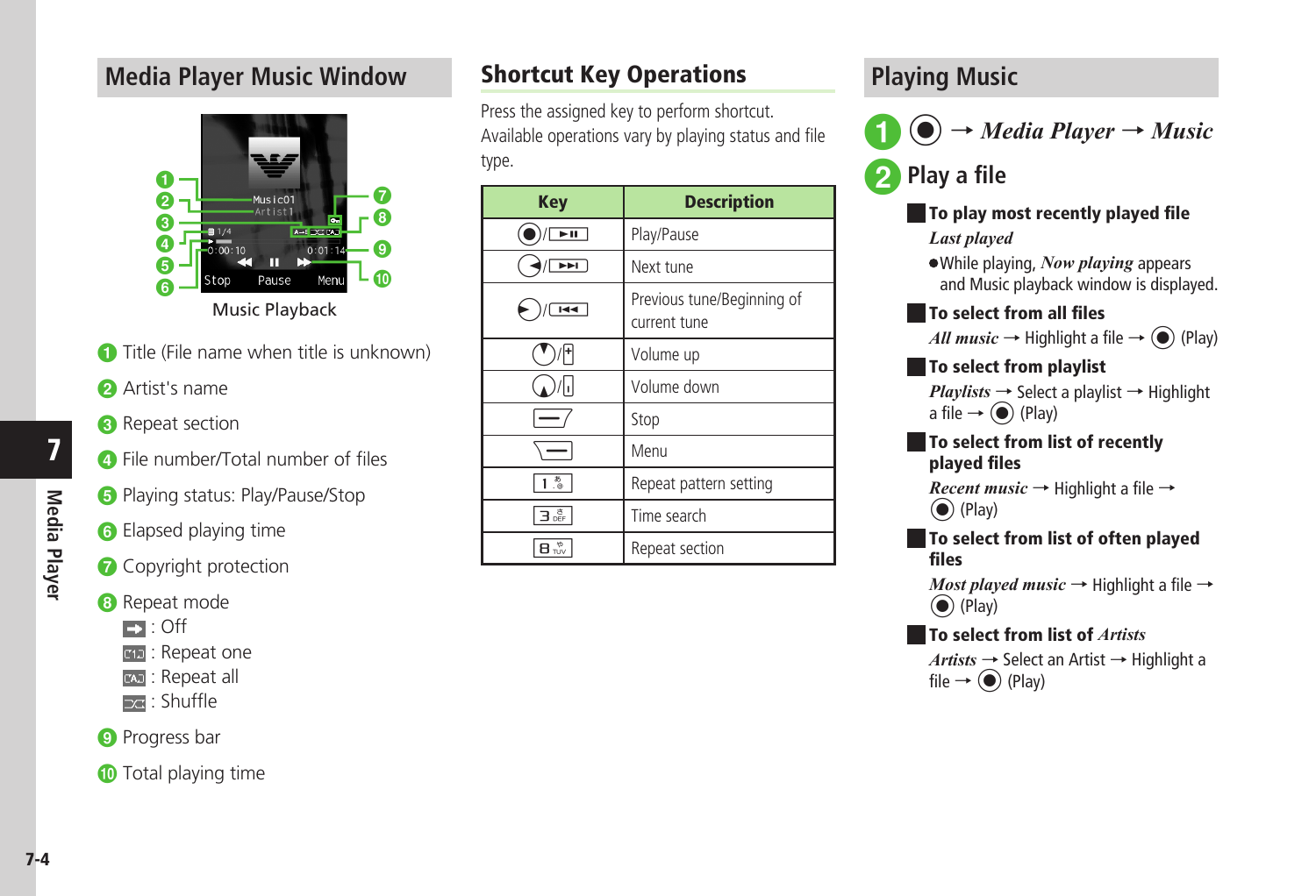## Media Player Music Window

Music Playback

1. Title (File name when title is unknown)
2. Artist's name
3. Repeat section
4. File number/Total number of files
5. Playing status: Play/Pause/Stop
6. Elapsed playing time
7. Copyright protection
8. Repeat mode
   - : Off
   - : Repeat one
   - : Repeat all
   - : Shuffle
9. Progress bar
10. Total playing time

## Shortcut Key Operations

Press the assigned key to perform shortcut.
Available operations vary by playing status and file type.

| Key | Description |
|---|---|
| ● / ►II | Play/Pause |
| ◄ / ►►I | Next tune |
| ► / I◄◄ | Previous tune/Beginning of current tune |
| ▼ / + | Volume up |
| ▲ / − | Volume down |
| (Left soft key) | Stop |
| (Right soft key) | Menu |
| 1 | Repeat pattern setting |
| 3 | Time search |
| 8 | Repeat section |

## Playing Music

**1** ● → ***Media Player*** → ***Music***

**2** **Play a file**

**To play most recently played file**

*Last played*

- While playing, *Now playing* appears and Music playback window is displayed.

**To select from all files**

*All music* → Highlight a file → ● (Play)

**To select from playlist**

*Playlists* → Select a playlist → Highlight a file → ● (Play)

**To select from list of recently played files**

*Recent music* → Highlight a file → ● (Play)

**To select from list of often played files**

*Most played music* → Highlight a file → ● (Play)

**To select from list of *Artists***

*Artists* → Select an Artist → Highlight a file → ● (Play)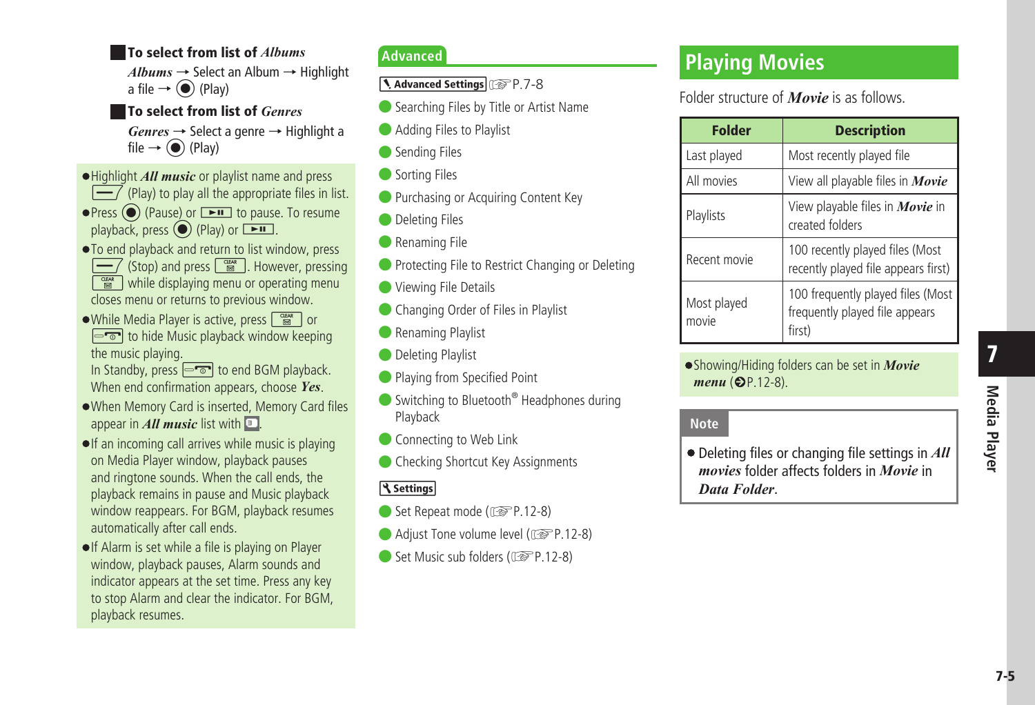**To select from list of *Albums***

*Albums* → Select an Album → Highlight a file → ● (Play)

**To select from list of *Genres***

*Genres* → Select a genre → Highlight a file → ● (Play)

- Highlight ***All music*** or playlist name and press (Play) to play all the appropriate files in list.
- Press ● (Pause) or to pause. To resume playback, press ● (Play) or .
- To end playback and return to list window, press (Stop) and press . However, pressing while displaying menu or operating menu closes menu or returns to previous window.
- While Media Player is active, press or to hide Music playback window keeping the music playing.
  In Standby, press to end BGM playback. When end confirmation appears, choose ***Yes***.
- When Memory Card is inserted, Memory Card files appear in ***All music*** list with .
- If an incoming call arrives while music is playing on Media Player window, playback pauses and ringtone sounds. When the call ends, the playback remains in pause and Music playback window reappears. For BGM, playback resumes automatically after call ends.
- If Alarm is set while a file is playing on Player window, playback pauses, Alarm sounds and indicator appears at the set time. Press any key to stop Alarm and clear the indicator. For BGM, playback resumes.

## Advanced

**Advanced Settings** ☞P.7-8

- Searching Files by Title or Artist Name
- Adding Files to Playlist
- Sending Files
- Sorting Files
- Purchasing or Acquiring Content Key
- Deleting Files
- Renaming File
- Protecting File to Restrict Changing or Deleting
- Viewing File Details
- Changing Order of Files in Playlist
- Renaming Playlist
- Deleting Playlist
- Playing from Specified Point
- Switching to Bluetooth® Headphones during Playback
- Connecting to Web Link
- Checking Shortcut Key Assignments

**Settings**

- Set Repeat mode (☞P.12-8)
- Adjust Tone volume level (☞P.12-8)
- Set Music sub folders (☞P.12-8)

# Playing Movies

Folder structure of ***Movie*** is as follows.

| Folder | Description |
| --- | --- |
| Last played | Most recently played file |
| All movies | View all playable files in ***Movie*** |
| Playlists | View playable files in ***Movie*** in created folders |
| Recent movie | 100 recently played files (Most recently played file appears first) |
| Most played movie | 100 frequently played files (Most frequently played file appears first) |

- Showing/Hiding folders can be set in ***Movie menu*** (➲P.12-8).

**Note**

- Deleting files or changing file settings in ***All movies*** folder affects folders in ***Movie*** in ***Data Folder***.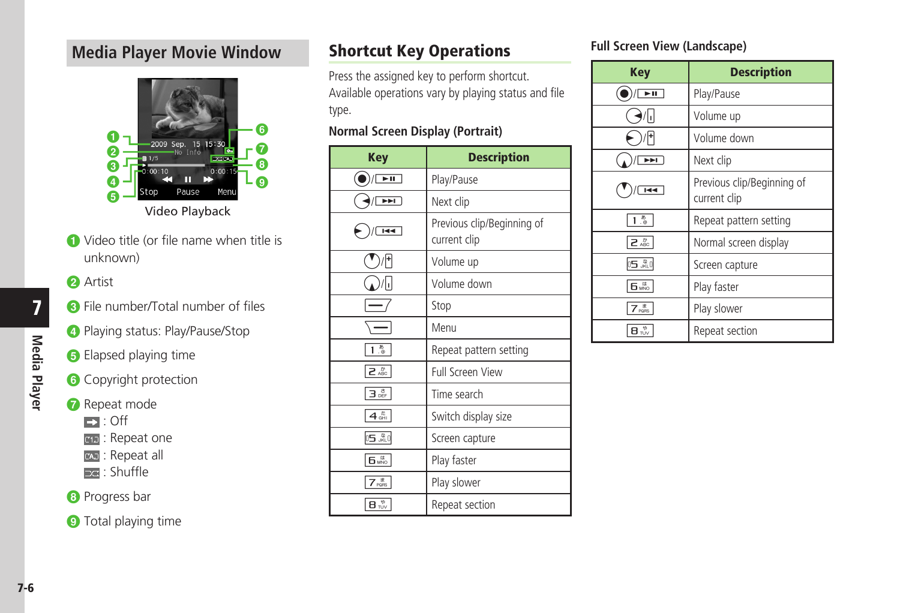## Media Player Movie Window

Video Playback

1. Video title (or file name when title is unknown)
2. Artist
3. File number/Total number of files
4. Playing status: Play/Pause/Stop
5. Elapsed playing time
6. Copyright protection
7. Repeat mode
   - : Off
   - : Repeat one
   - : Repeat all
   - : Shuffle
8. Progress bar
9. Total playing time

## Shortcut Key Operations

Press the assigned key to perform shortcut.
Available operations vary by playing status and file type.

### Normal Screen Display (Portrait)

| Key | Description |
|---|---|
| ● / ►II | Play/Pause |
| ◄ / ►►I | Next clip |
| ► / I◄◄ | Previous clip/Beginning of current clip |
| ▼ / + | Volume up |
| ▲ / − | Volume down |
| Left soft key | Stop |
| Right soft key | Menu |
| 1 | Repeat pattern setting |
| 2 | Full Screen View |
| 3 | Time search |
| 4 | Switch display size |
| 5 | Screen capture |
| 6 | Play faster |
| 7 | Play slower |
| 8 | Repeat section |

### Full Screen View (Landscape)

| Key | Description |
|---|---|
| ● / ►II | Play/Pause |
| ◄ / − | Volume up |
| ► / + | Volume down |
| ▲ / ►►I | Next clip |
| ▼ / I◄◄ | Previous clip/Beginning of current clip |
| 1 | Repeat pattern setting |
| 2 | Normal screen display |
| 5 | Screen capture |
| 6 | Play faster |
| 7 | Play slower |
| 8 | Repeat section |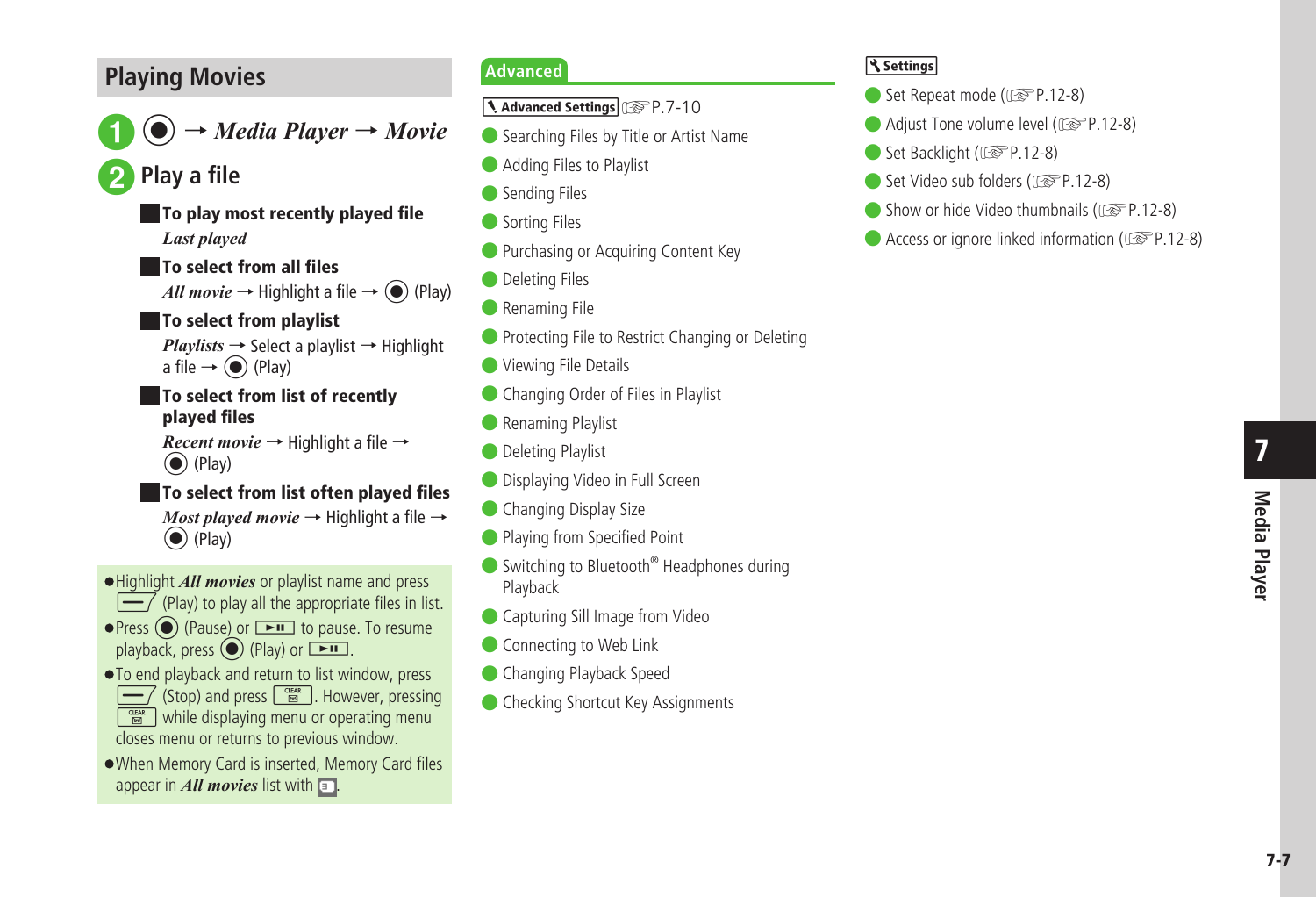## Playing Movies

1. ● → *Media Player* → *Movie*

2. Play a file

**To play most recently played file**

*Last played*

**To select from all files**

*All movie* → Highlight a file → ● (Play)

**To select from playlist**

*Playlists* → Select a playlist → Highlight a file → ● (Play)

**To select from list of recently played files**

*Recent movie* → Highlight a file → ● (Play)

**To select from list often played files**

*Most played movie* → Highlight a file → ● (Play)

- Highlight ***All movies*** or playlist name and press (Play) to play all the appropriate files in list.
- Press ● (Pause) or to pause. To resume playback, press ● (Play) or .
- To end playback and return to list window, press (Stop) and press . However, pressing while displaying menu or operating menu closes menu or returns to previous window.
- When Memory Card is inserted, Memory Card files appear in ***All movies*** list with .

### Advanced

**Advanced Settings** ☞P.7-10

- Searching Files by Title or Artist Name
- Adding Files to Playlist
- Sending Files
- Sorting Files
- Purchasing or Acquiring Content Key
- Deleting Files
- Renaming File
- Protecting File to Restrict Changing or Deleting
- Viewing File Details
- Changing Order of Files in Playlist
- Renaming Playlist
- Deleting Playlist
- Displaying Video in Full Screen
- Changing Display Size
- Playing from Specified Point
- Switching to Bluetooth® Headphones during Playback
- Capturing Sill Image from Video
- Connecting to Web Link
- Changing Playback Speed
- Checking Shortcut Key Assignments

**Settings**

- Set Repeat mode (☞P.12-8)
- Adjust Tone volume level (☞P.12-8)
- Set Backlight (☞P.12-8)
- Set Video sub folders (☞P.12-8)
- Show or hide Video thumbnails (☞P.12-8)
- Access or ignore linked information (☞P.12-8)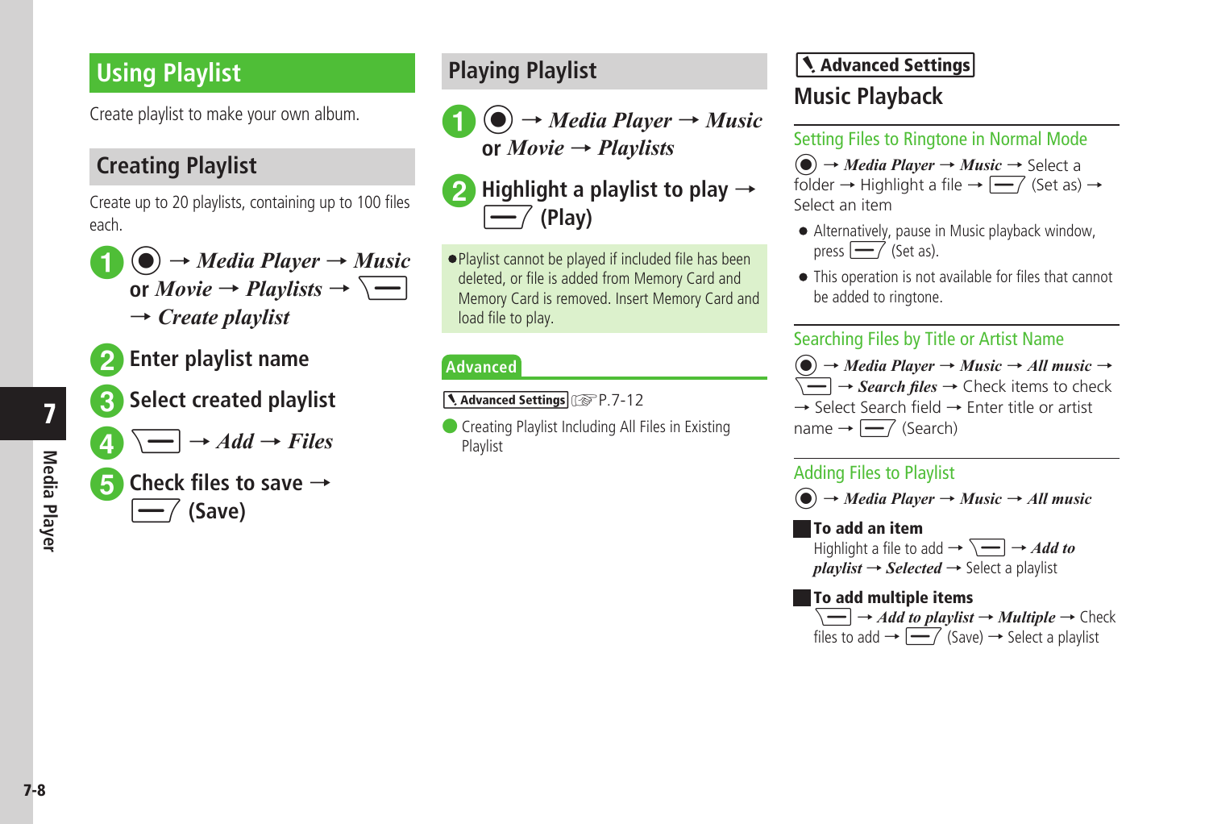## Using Playlist

Create playlist to make your own album.

### Creating Playlist

Create up to 20 playlists, containing up to 100 files each.

1. ● → *Media Player* → *Music* or *Movie* → *Playlists* → [Menu] → *Create playlist*
2. Enter playlist name
3. Select created playlist
4. [Menu] → *Add* → *Files*
5. Check files to save → [Softkey] (Save)

### Playing Playlist

1. ● → *Media Player* → *Music* or *Movie* → *Playlists*
2. Highlight a playlist to play → [Softkey] (Play)

- Playlist cannot be played if included file has been deleted, or file is added from Memory Card and Memory Card is removed. Insert Memory Card and load file to play.

**Advanced**

Advanced Settings ☞P.7-12

- Creating Playlist Including All Files in Existing Playlist

**Advanced Settings**

## Music Playback

### Setting Files to Ringtone in Normal Mode

● → *Media Player* → *Music* → Select a folder → Highlight a file → [Softkey] (Set as) → Select an item

- Alternatively, pause in Music playback window, press [Softkey] (Set as).
- This operation is not available for files that cannot be added to ringtone.

### Searching Files by Title or Artist Name

● → *Media Player* → *Music* → *All music* → [Menu] → *Search files* → Check items to check → Select Search field → Enter title or artist name → [Softkey] (Search)

### Adding Files to Playlist

● → *Media Player* → *Music* → *All music*

**To add an item**

Highlight a file to add → [Menu] → *Add to playlist* → *Selected* → Select a playlist

**To add multiple items**

[Menu] → *Add to playlist* → *Multiple* → Check files to add → [Softkey] (Save) → Select a playlist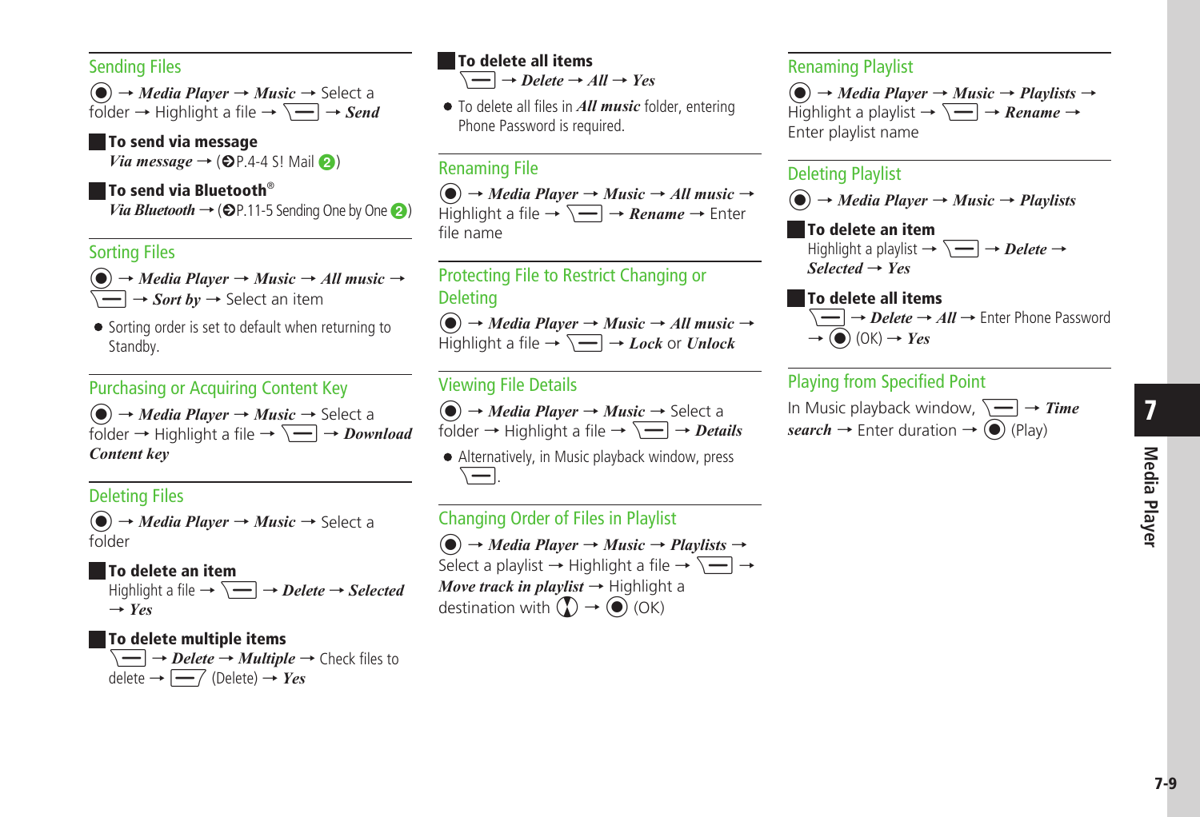## Sending Files

● → *Media Player* → *Music* → Select a folder → Highlight a file → [Menu] → *Send*

### To send via message

*Via message* → (➲P.4-4 S! Mail ②)

### To send via Bluetooth®

*Via Bluetooth* → (➲P.11-5 Sending One by One ②)

## Sorting Files

● → *Media Player* → *Music* → *All music* → [Menu] → *Sort by* → Select an item

- Sorting order is set to default when returning to Standby.

## Purchasing or Acquiring Content Key

● → *Media Player* → *Music* → Select a folder → Highlight a file → [Menu] → *Download Content key*

## Deleting Files

● → *Media Player* → *Music* → Select a folder

### To delete an item

Highlight a file → [Menu] → *Delete* → *Selected* → *Yes*

### To delete multiple items

[Menu] → *Delete* → *Multiple* → Check files to delete → [Delete] (Delete) → *Yes*

### To delete all items

[Menu] → *Delete* → *All* → *Yes*

- To delete all files in *All music* folder, entering Phone Password is required.

## Renaming File

● → *Media Player* → *Music* → *All music* → Highlight a file → [Menu] → *Rename* → Enter file name

## Protecting File to Restrict Changing or Deleting

● → *Media Player* → *Music* → *All music* → Highlight a file → [Menu] → *Lock* or *Unlock*

## Viewing File Details

● → *Media Player* → *Music* → Select a folder → Highlight a file → [Menu] → *Details*

- Alternatively, in Music playback window, press [Menu].

## Changing Order of Files in Playlist

● → *Media Player* → *Music* → *Playlists* → Select a playlist → Highlight a file → [Menu] → *Move track in playlist* → Highlight a destination with [↕] → ● (OK)

## Renaming Playlist

● → *Media Player* → *Music* → *Playlists* → Highlight a playlist → [Menu] → *Rename* → Enter playlist name

## Deleting Playlist

● → *Media Player* → *Music* → *Playlists*

### To delete an item

Highlight a playlist → [Menu] → *Delete* → *Selected* → *Yes*

### To delete all items

[Menu] → *Delete* → *All* → Enter Phone Password → ● (OK) → *Yes*

## Playing from Specified Point

In Music playback window, [Menu] → *Time search* → Enter duration → ● (Play)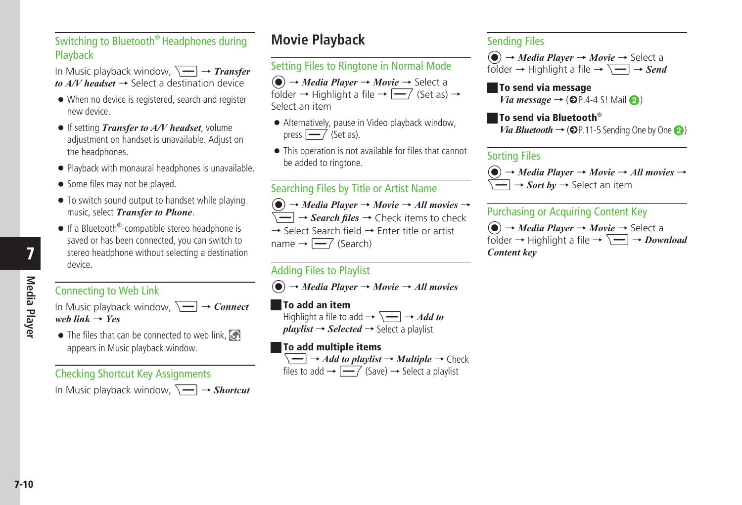### Switching to Bluetooth® Headphones during Playback

In Music playback window, [menu key] → ***Transfer to A/V headset*** → Select a destination device

- When no device is registered, search and register new device.
- If setting ***Transfer to A/V headset***, volume adjustment on handset is unavailable. Adjust on the headphones.
- Playback with monaural headphones is unavailable.
- Some files may not be played.
- To switch sound output to handset while playing music, select ***Transfer to Phone***.
- If a Bluetooth®-compatible stereo headphone is saved or has been connected, you can switch to stereo headphone without selecting a destination device.

### Connecting to Web Link

In Music playback window, [menu key] → ***Connect web link*** → ***Yes***

- The files that can be connected to web link, [icon] appears in Music playback window.

### Checking Shortcut Key Assignments

In Music playback window, [menu key] → ***Shortcut***

## Movie Playback

### Setting Files to Ringtone in Normal Mode

[center key] → ***Media Player*** → ***Movie*** → Select a folder → Highlight a file → [soft key] (Set as) → Select an item

- Alternatively, pause in Video playback window, press [soft key] (Set as).
- This operation is not available for files that cannot be added to ringtone.

### Searching Files by Title or Artist Name

[center key] → ***Media Player*** → ***Movie*** → ***All movies*** → [menu key] → ***Search files*** → Check items to check → Select Search field → Enter title or artist name → [soft key] (Search)

### Adding Files to Playlist

[center key] → ***Media Player*** → ***Movie*** → ***All movies***

**To add an item**

Highlight a file to add → [menu key] → ***Add to playlist*** → ***Selected*** → Select a playlist

**To add multiple items**

[menu key] → ***Add to playlist*** → ***Multiple*** → Check files to add → [soft key] (Save) → Select a playlist

### Sending Files

[center key] → ***Media Player*** → ***Movie*** → Select a folder → Highlight a file → [menu key] → ***Send***

**To send via message**

***Via message*** → (➲P.4-4 S! Mail ❷)

**To send via Bluetooth®**

***Via Bluetooth*** → (➲P.11-5 Sending One by One ❷)

### Sorting Files

[center key] → ***Media Player*** → ***Movie*** → ***All movies*** → [menu key] → ***Sort by*** → Select an item

### Purchasing or Acquiring Content Key

[center key] → ***Media Player*** → ***Movie*** → Select a folder → Highlight a file → [menu key] → ***Download Content key***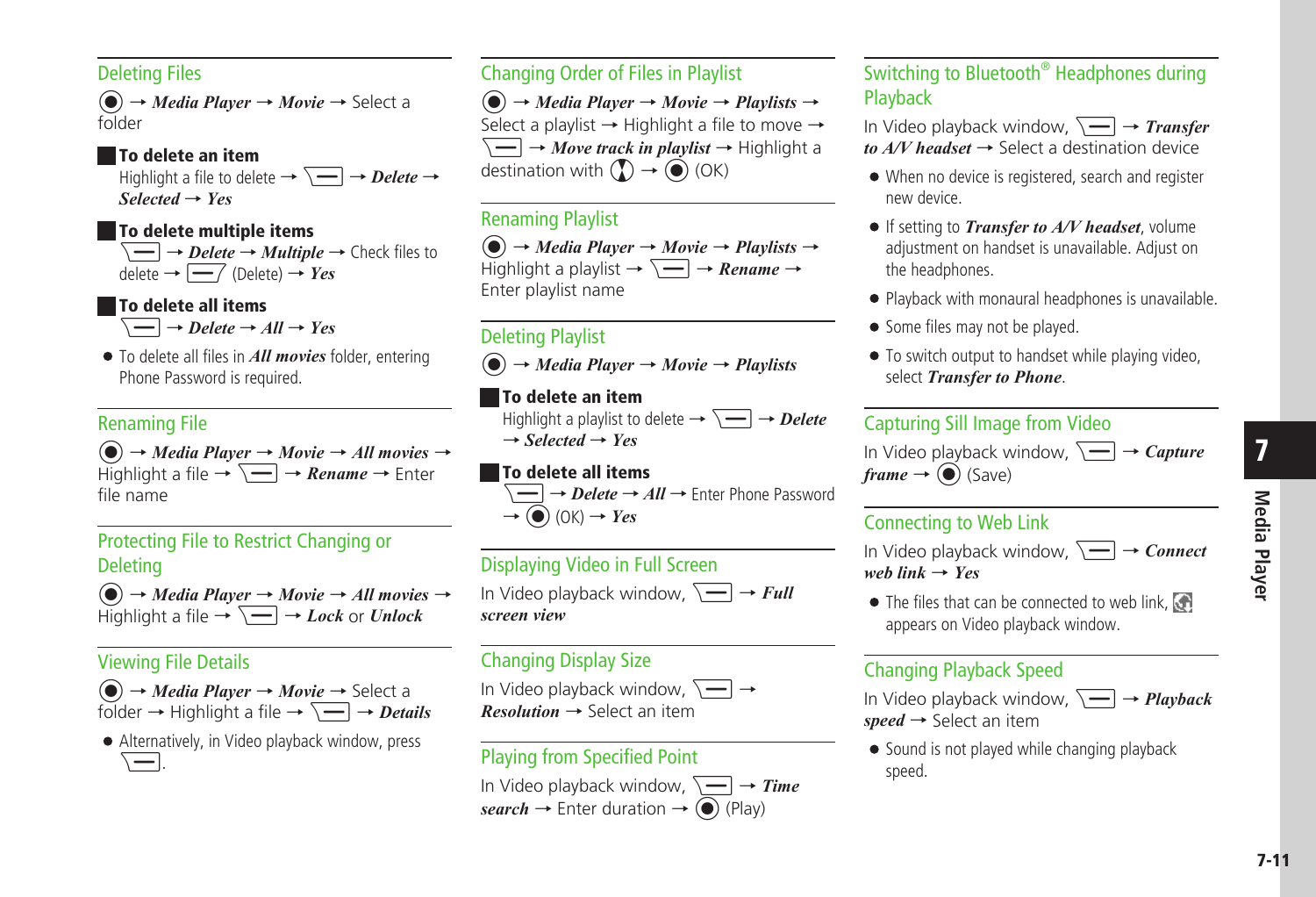## Deleting Files

● → ***Media Player*** → ***Movie*** → Select a folder

### To delete an item

Highlight a file to delete → [Menu] → ***Delete*** → ***Selected*** → ***Yes***

### To delete multiple items

[Menu] → ***Delete*** → ***Multiple*** → Check files to delete → [Menu] (Delete) → ***Yes***

### To delete all items

[Menu] → ***Delete*** → ***All*** → ***Yes***

- To delete all files in ***All movies*** folder, entering Phone Password is required.

## Renaming File

● → ***Media Player*** → ***Movie*** → ***All movies*** → Highlight a file → [Menu] → ***Rename*** → Enter file name

## Protecting File to Restrict Changing or Deleting

● → ***Media Player*** → ***Movie*** → ***All movies*** → Highlight a file → [Menu] → ***Lock*** or ***Unlock***

## Viewing File Details

● → ***Media Player*** → ***Movie*** → Select a folder → Highlight a file → [Menu] → ***Details***

- Alternatively, in Video playback window, press [Menu].

## Changing Order of Files in Playlist

● → ***Media Player*** → ***Movie*** → ***Playlists*** → Select a playlist → Highlight a file to move → [Menu] → ***Move track in playlist*** → Highlight a destination with [↕] → ● (OK)

## Renaming Playlist

● → ***Media Player*** → ***Movie*** → ***Playlists*** → Highlight a playlist → [Menu] → ***Rename*** → Enter playlist name

## Deleting Playlist

● → ***Media Player*** → ***Movie*** → ***Playlists***

### To delete an item

Highlight a playlist to delete → [Menu] → ***Delete*** → ***Selected*** → ***Yes***

### To delete all items

[Menu] → ***Delete*** → ***All*** → Enter Phone Password → ● (OK) → ***Yes***

## Displaying Video in Full Screen

In Video playback window, [Menu] → ***Full screen view***

## Changing Display Size

In Video playback window, [Menu] → ***Resolution*** → Select an item

## Playing from Specified Point

In Video playback window, [Menu] → ***Time search*** → Enter duration → ● (Play)

## Switching to Bluetooth® Headphones during Playback

In Video playback window, [Menu] → ***Transfer to A/V headset*** → Select a destination device

- When no device is registered, search and register new device.
- If setting to ***Transfer to A/V headset***, volume adjustment on handset is unavailable. Adjust on the headphones.
- Playback with monaural headphones is unavailable.
- Some files may not be played.
- To switch output to handset while playing video, select ***Transfer to Phone***.

## Capturing Sill Image from Video

In Video playback window, [Menu] → ***Capture frame*** → ● (Save)

## Connecting to Web Link

In Video playback window, [Menu] → ***Connect web link*** → ***Yes***

- The files that can be connected to web link, [icon] appears on Video playback window.

## Changing Playback Speed

In Video playback window, [Menu] → ***Playback speed*** → Select an item

- Sound is not played while changing playback speed.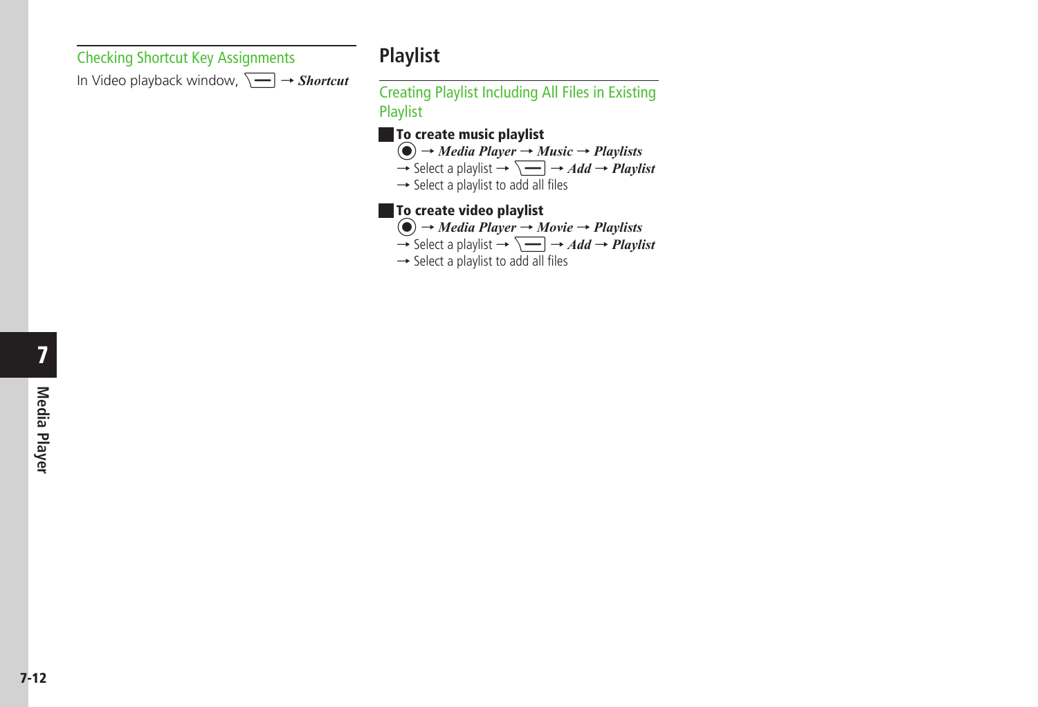### Checking Shortcut Key Assignments

In Video playback window, [menu key] → ***Shortcut***

## Playlist

### Creating Playlist Including All Files in Existing Playlist

**To create music playlist**

● → ***Media Player*** → ***Music*** → ***Playlists***
→ Select a playlist → [menu key] → ***Add*** → ***Playlist***
→ Select a playlist to add all files

**To create video playlist**

● → ***Media Player*** → ***Movie*** → ***Playlists***
→ Select a playlist → [menu key] → ***Add*** → ***Playlist***
→ Select a playlist to add all files